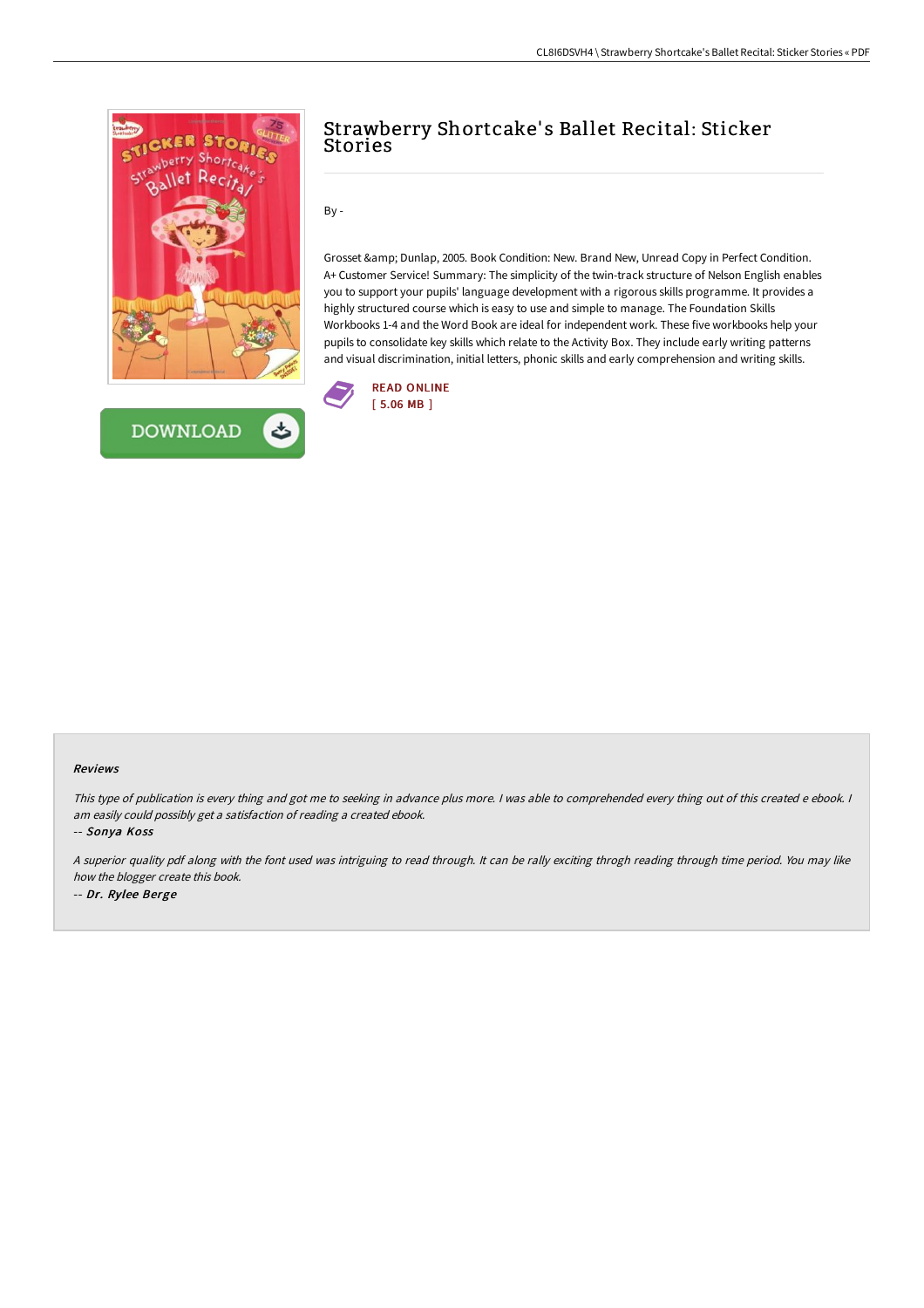# Strawberry Shortcake's Ballet Recital: Sticker Stories

By -

Grosset &amp; Dunlap, 2005. Book Condition: New. Brand New, Unread Copy in Perfect Condition. A+ Customer Service! Summary: The simplicity of the twin-track structure of Nelson English enables you to support your pupils' language development with a rigorous skills programme. It provides a highly structured course which is easy to use and simple to manage. The Foundation Skills Workbooks 1-4 and the Word Book are ideal for independent work. These five workbooks help your pupils to consolidate key skills which relate to the Activity Box. They include early writing patterns and visual discrimination, initial letters, phonic skills and early comprehension and writing skills.

READ ONLINE
[ 5.06 MB ]

DOWNLOAD

### Reviews

*This type of publication is every thing and got me to seeking in advance plus more. I was able to comprehended every thing out of this created e ebook. I am easily could possibly get a satisfaction of reading a created ebook.*

-- *Sonya Koss*

*A superior quality pdf along with the font used was intriguing to read through. It can be rally exciting throgh reading through time period. You may like how the blogger create this book.*

-- *Dr. Rylee Berge*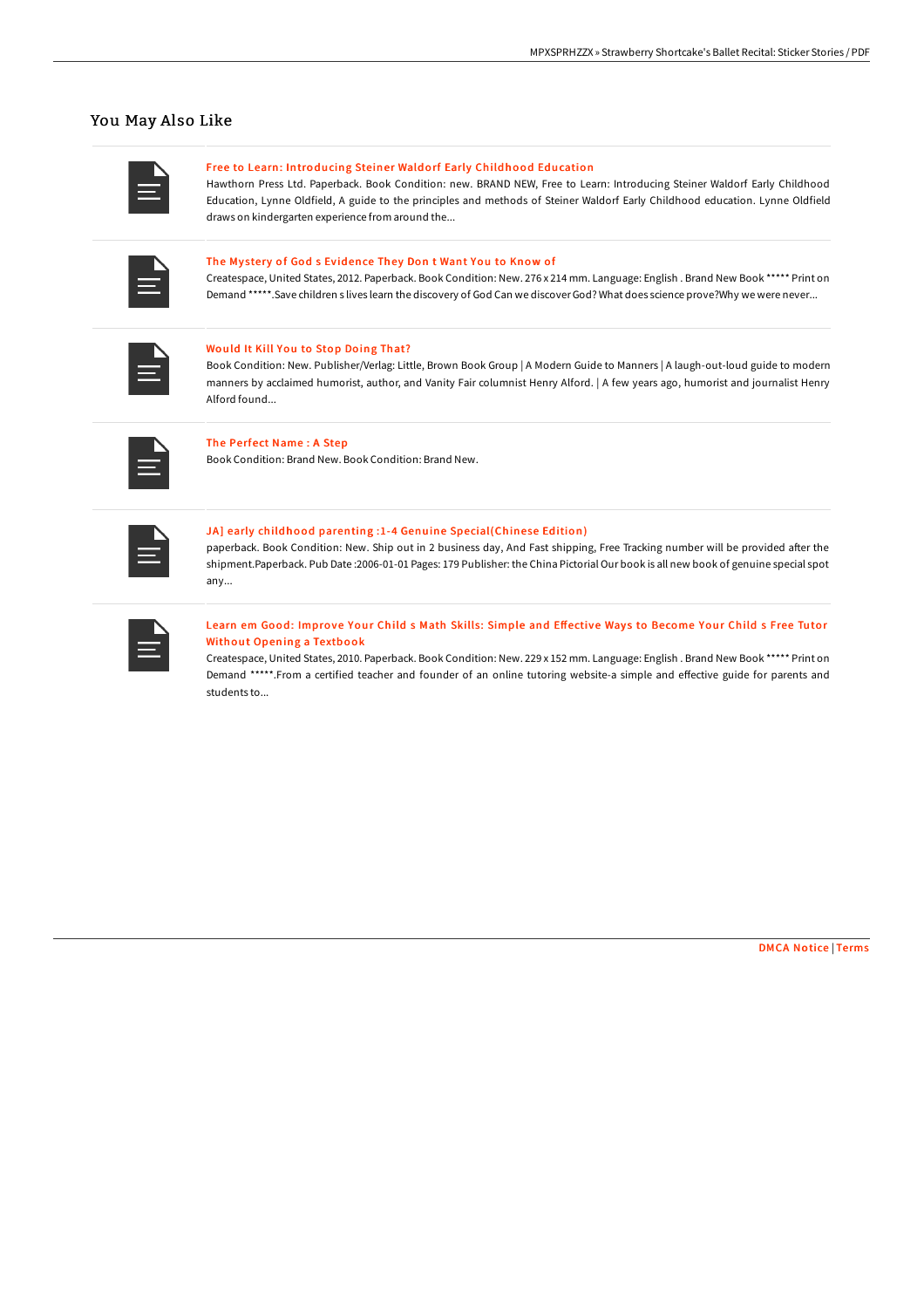## You May Also Like

### Free to Learn: Introducing Steiner Waldorf Early Childhood Education

Hawthorn Press Ltd. Paperback. Book Condition: new. BRAND NEW, Free to Learn: Introducing Steiner Waldorf Early Childhood Education, Lynne Oldfield, A guide to the principles and methods of Steiner Waldorf Early Childhood education. Lynne Oldfield draws on kindergarten experience from around the...

### The Mystery of God s Evidence They Don t Want You to Know of

Createspace, United States, 2012. Paperback. Book Condition: New. 276 x 214 mm. Language: English . Brand New Book ***** Print on Demand *****.Save children s lives learn the discovery of God Can we discover God? What does science prove?Why we were never...

### Would It Kill You to Stop Doing That?

Book Condition: New. Publisher/Verlag: Little, Brown Book Group | A Modern Guide to Manners | A laugh-out-loud guide to modern manners by acclaimed humorist, author, and Vanity Fair columnist Henry Alford. | A few years ago, humorist and journalist Henry Alford found...

### The Perfect Name : A Step

Book Condition: Brand New. Book Condition: Brand New.

### JA] early childhood parenting :1-4 Genuine Special(Chinese Edition)

paperback. Book Condition: New. Ship out in 2 business day, And Fast shipping, Free Tracking number will be provided after the shipment.Paperback. Pub Date :2006-01-01 Pages: 179 Publisher: the China Pictorial Our book is all new book of genuine special spot any...

### Learn em Good: Improve Your Child s Math Skills: Simple and Effective Ways to Become Your Child s Free Tutor Without Opening a Textbook

Createspace, United States, 2010. Paperback. Book Condition: New. 229 x 152 mm. Language: English . Brand New Book ***** Print on Demand *****.From a certified teacher and founder of an online tutoring website-a simple and effective guide for parents and students to...